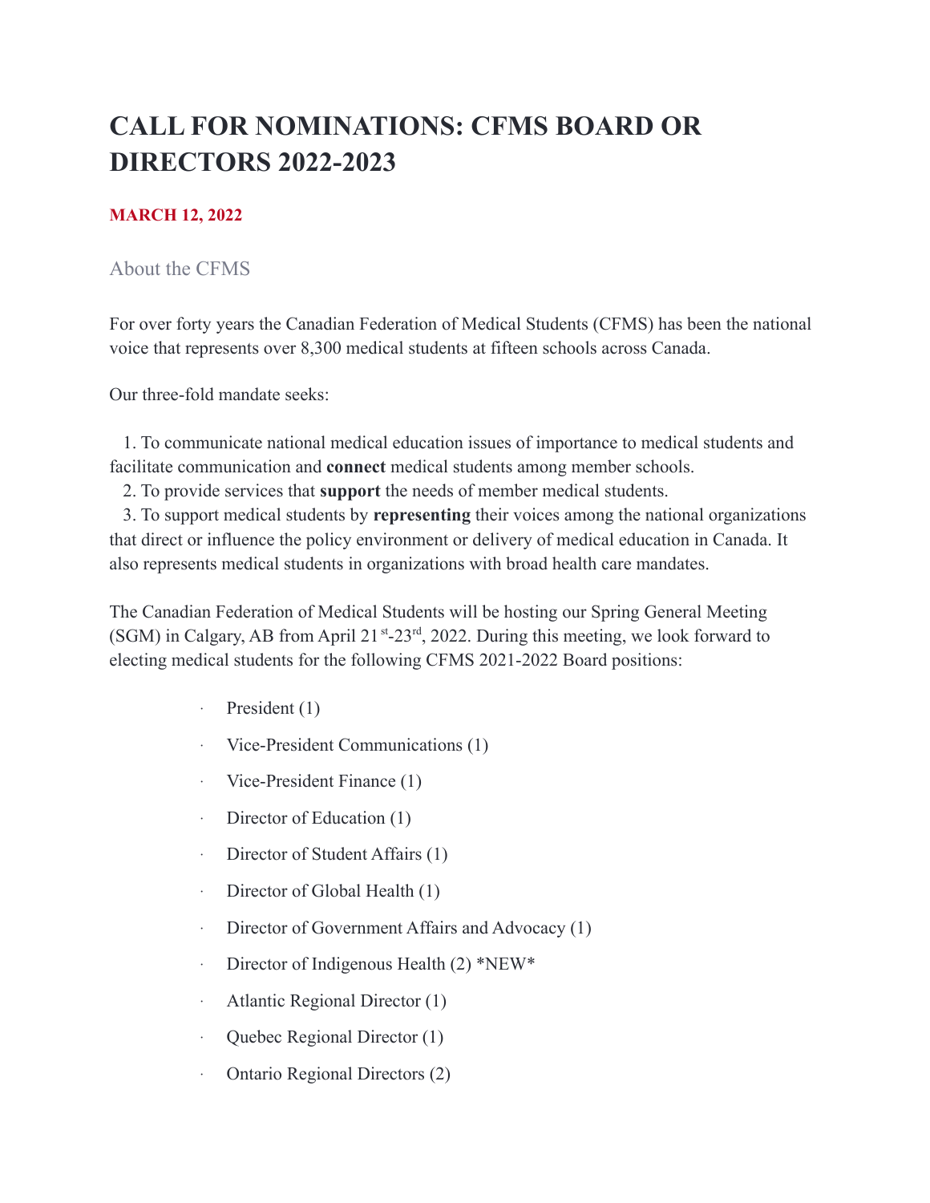# CALL FOR NOMINATIONS: CFMS BOARD OR DIRECTORS 2022-2023

**MARCH 12, 2022**

## About the CFMS

For over forty years the Canadian Federation of Medical Students (CFMS) has been the national voice that represents over 8,300 medical students at fifteen schools across Canada.

Our three-fold mandate seeks:

1. To communicate national medical education issues of importance to medical students and facilitate communication and **connect** medical students among member schools.
2. To provide services that **support** the needs of member medical students.
3. To support medical students by **representing** their voices among the national organizations that direct or influence the policy environment or delivery of medical education in Canada. It also represents medical students in organizations with broad health care mandates.

The Canadian Federation of Medical Students will be hosting our Spring General Meeting (SGM) in Calgary, AB from April 21st-23rd, 2022. During this meeting, we look forward to electing medical students for the following CFMS 2021-2022 Board positions:

- President (1)
- Vice-President Communications (1)
- Vice-President Finance (1)
- Director of Education (1)
- Director of Student Affairs (1)
- Director of Global Health (1)
- Director of Government Affairs and Advocacy (1)
- Director of Indigenous Health (2) *NEW*
- Atlantic Regional Director (1)
- Quebec Regional Director (1)
- Ontario Regional Directors (2)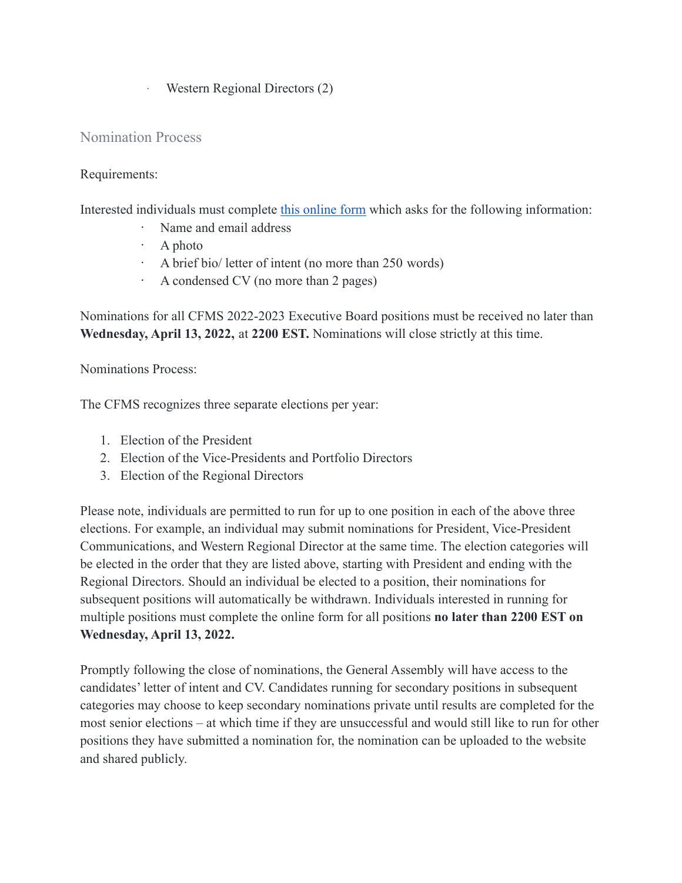- Western Regional Directors (2)

## Nomination Process

Requirements:

Interested individuals must complete [this online form] which asks for the following information:

- Name and email address
- A photo
- A brief bio/ letter of intent (no more than 250 words)
- A condensed CV (no more than 2 pages)

Nominations for all CFMS 2022-2023 Executive Board positions must be received no later than **Wednesday, April 13, 2022,** at **2200 EST.** Nominations will close strictly at this time.

Nominations Process:

The CFMS recognizes three separate elections per year:

1. Election of the President
2. Election of the Vice-Presidents and Portfolio Directors
3. Election of the Regional Directors

Please note, individuals are permitted to run for up to one position in each of the above three elections. For example, an individual may submit nominations for President, Vice-President Communications, and Western Regional Director at the same time. The election categories will be elected in the order that they are listed above, starting with President and ending with the Regional Directors. Should an individual be elected to a position, their nominations for subsequent positions will automatically be withdrawn. Individuals interested in running for multiple positions must complete the online form for all positions **no later than 2200 EST on Wednesday, April 13, 2022.**

Promptly following the close of nominations, the General Assembly will have access to the candidates' letter of intent and CV. Candidates running for secondary positions in subsequent categories may choose to keep secondary nominations private until results are completed for the most senior elections – at which time if they are unsuccessful and would still like to run for other positions they have submitted a nomination for, the nomination can be uploaded to the website and shared publicly.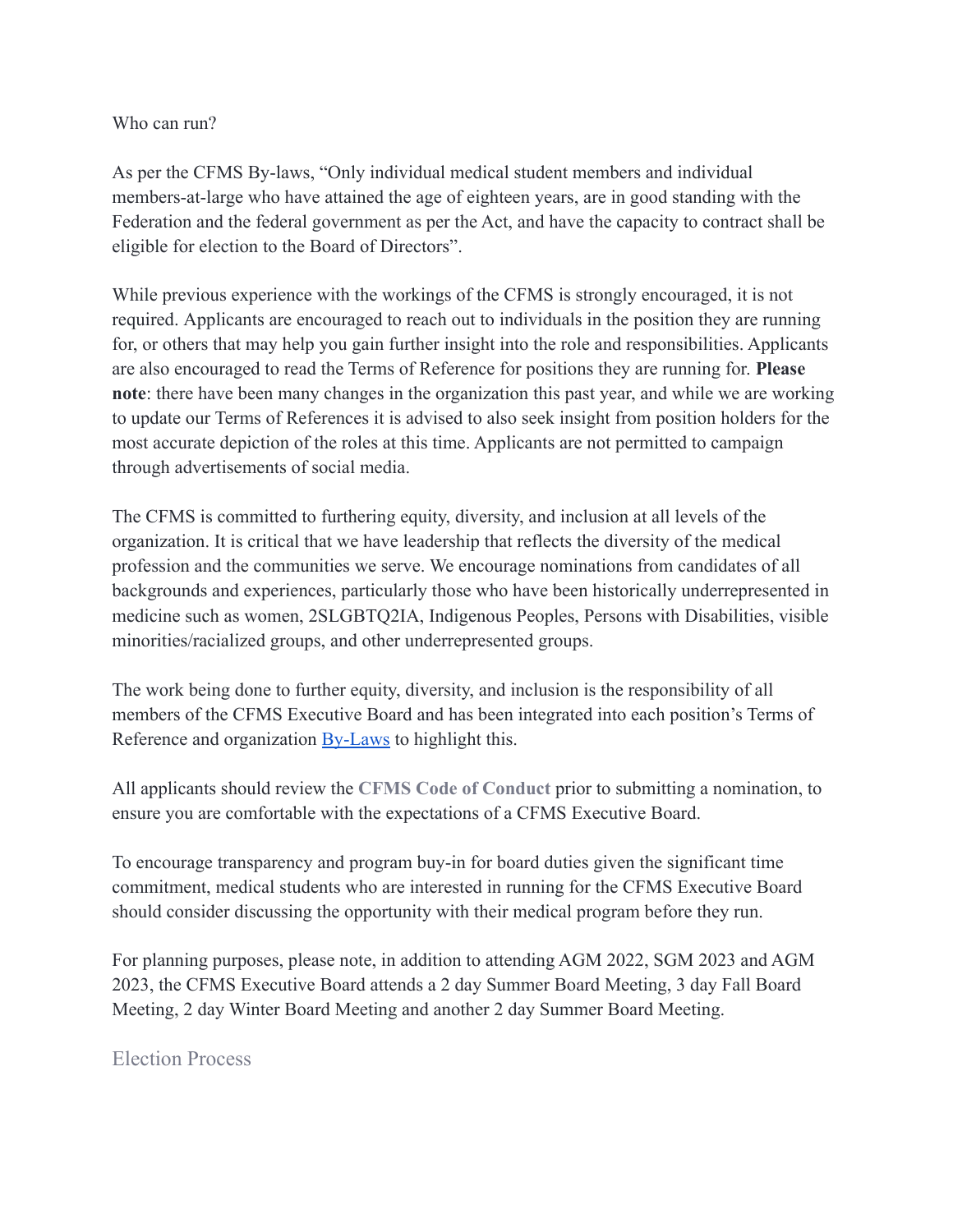Who can run?

As per the CFMS By-laws, "Only individual medical student members and individual members-at-large who have attained the age of eighteen years, are in good standing with the Federation and the federal government as per the Act, and have the capacity to contract shall be eligible for election to the Board of Directors".

While previous experience with the workings of the CFMS is strongly encouraged, it is not required. Applicants are encouraged to reach out to individuals in the position they are running for, or others that may help you gain further insight into the role and responsibilities. Applicants are also encouraged to read the Terms of Reference for positions they are running for. **Please note**: there have been many changes in the organization this past year, and while we are working to update our Terms of References it is advised to also seek insight from position holders for the most accurate depiction of the roles at this time. Applicants are not permitted to campaign through advertisements of social media.

The CFMS is committed to furthering equity, diversity, and inclusion at all levels of the organization. It is critical that we have leadership that reflects the diversity of the medical profession and the communities we serve. We encourage nominations from candidates of all backgrounds and experiences, particularly those who have been historically underrepresented in medicine such as women, 2SLGBTQ2IA, Indigenous Peoples, Persons with Disabilities, visible minorities/racialized groups, and other underrepresented groups.

The work being done to further equity, diversity, and inclusion is the responsibility of all members of the CFMS Executive Board and has been integrated into each position's Terms of Reference and organization By-Laws to highlight this.

All applicants should review the **CFMS Code of Conduct** prior to submitting a nomination, to ensure you are comfortable with the expectations of a CFMS Executive Board.

To encourage transparency and program buy-in for board duties given the significant time commitment, medical students who are interested in running for the CFMS Executive Board should consider discussing the opportunity with their medical program before they run.

For planning purposes, please note, in addition to attending AGM 2022, SGM 2023 and AGM 2023, the CFMS Executive Board attends a 2 day Summer Board Meeting, 3 day Fall Board Meeting, 2 day Winter Board Meeting and another 2 day Summer Board Meeting.

## Election Process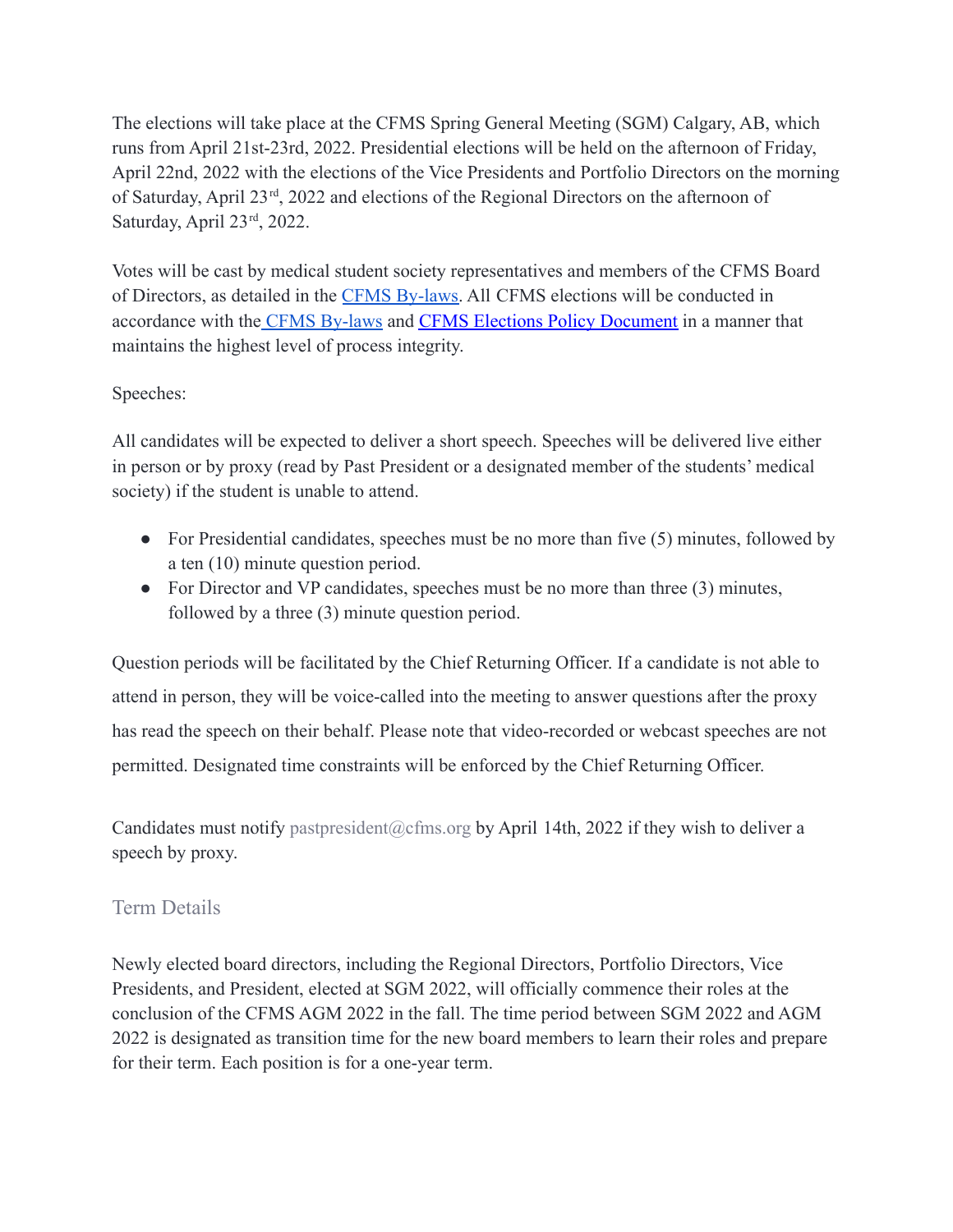The elections will take place at the CFMS Spring General Meeting (SGM) Calgary, AB, which runs from April 21st-23rd, 2022. Presidential elections will be held on the afternoon of Friday, April 22nd, 2022 with the elections of the Vice Presidents and Portfolio Directors on the morning of Saturday, April 23rd, 2022 and elections of the Regional Directors on the afternoon of Saturday, April 23rd, 2022.

Votes will be cast by medical student society representatives and members of the CFMS Board of Directors, as detailed in the CFMS By-laws. All CFMS elections will be conducted in accordance with the CFMS By-laws and CFMS Elections Policy Document in a manner that maintains the highest level of process integrity.

Speeches:

All candidates will be expected to deliver a short speech. Speeches will be delivered live either in person or by proxy (read by Past President or a designated member of the students' medical society) if the student is unable to attend.

- For Presidential candidates, speeches must be no more than five (5) minutes, followed by a ten (10) minute question period.
- For Director and VP candidates, speeches must be no more than three (3) minutes, followed by a three (3) minute question period.

Question periods will be facilitated by the Chief Returning Officer. If a candidate is not able to attend in person, they will be voice-called into the meeting to answer questions after the proxy has read the speech on their behalf. Please note that video-recorded or webcast speeches are not permitted. Designated time constraints will be enforced by the Chief Returning Officer.

Candidates must notify pastpresident@cfms.org by April 14th, 2022 if they wish to deliver a speech by proxy.

## Term Details

Newly elected board directors, including the Regional Directors, Portfolio Directors, Vice Presidents, and President, elected at SGM 2022, will officially commence their roles at the conclusion of the CFMS AGM 2022 in the fall. The time period between SGM 2022 and AGM 2022 is designated as transition time for the new board members to learn their roles and prepare for their term. Each position is for a one-year term.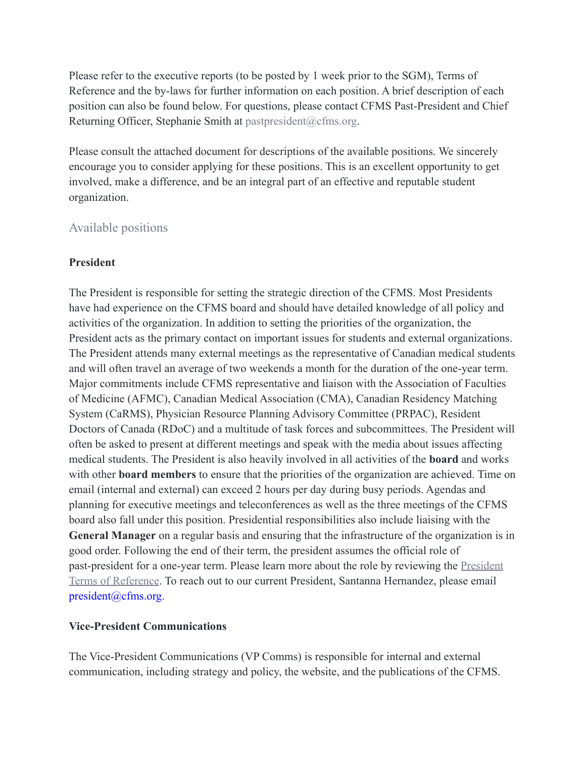Please refer to the executive reports (to be posted by 1 week prior to the SGM), Terms of Reference and the by-laws for further information on each position. A brief description of each position can also be found below. For questions, please contact CFMS Past-President and Chief Returning Officer, Stephanie Smith at pastpresident@cfms.org.

Please consult the attached document for descriptions of the available positions. We sincerely encourage you to consider applying for these positions. This is an excellent opportunity to get involved, make a difference, and be an integral part of an effective and reputable student organization.

## Available positions

### President

The President is responsible for setting the strategic direction of the CFMS. Most Presidents have had experience on the CFMS board and should have detailed knowledge of all policy and activities of the organization. In addition to setting the priorities of the organization, the President acts as the primary contact on important issues for students and external organizations. The President attends many external meetings as the representative of Canadian medical students and will often travel an average of two weekends a month for the duration of the one-year term. Major commitments include CFMS representative and liaison with the Association of Faculties of Medicine (AFMC), Canadian Medical Association (CMA), Canadian Residency Matching System (CaRMS), Physician Resource Planning Advisory Committee (PRPAC), Resident Doctors of Canada (RDoC) and a multitude of task forces and subcommittees. The President will often be asked to present at different meetings and speak with the media about issues affecting medical students. The President is also heavily involved in all activities of the **board** and works with other **board members** to ensure that the priorities of the organization are achieved. Time on email (internal and external) can exceed 2 hours per day during busy periods. Agendas and planning for executive meetings and teleconferences as well as the three meetings of the CFMS board also fall under this position. Presidential responsibilities also include liaising with the **General Manager** on a regular basis and ensuring that the infrastructure of the organization is in good order. Following the end of their term, the president assumes the official role of past-president for a one-year term. Please learn more about the role by reviewing the President Terms of Reference. To reach out to our current President, Santanna Hernandez, please email president@cfms.org.

### Vice-President Communications

The Vice-President Communications (VP Comms) is responsible for internal and external communication, including strategy and policy, the website, and the publications of the CFMS.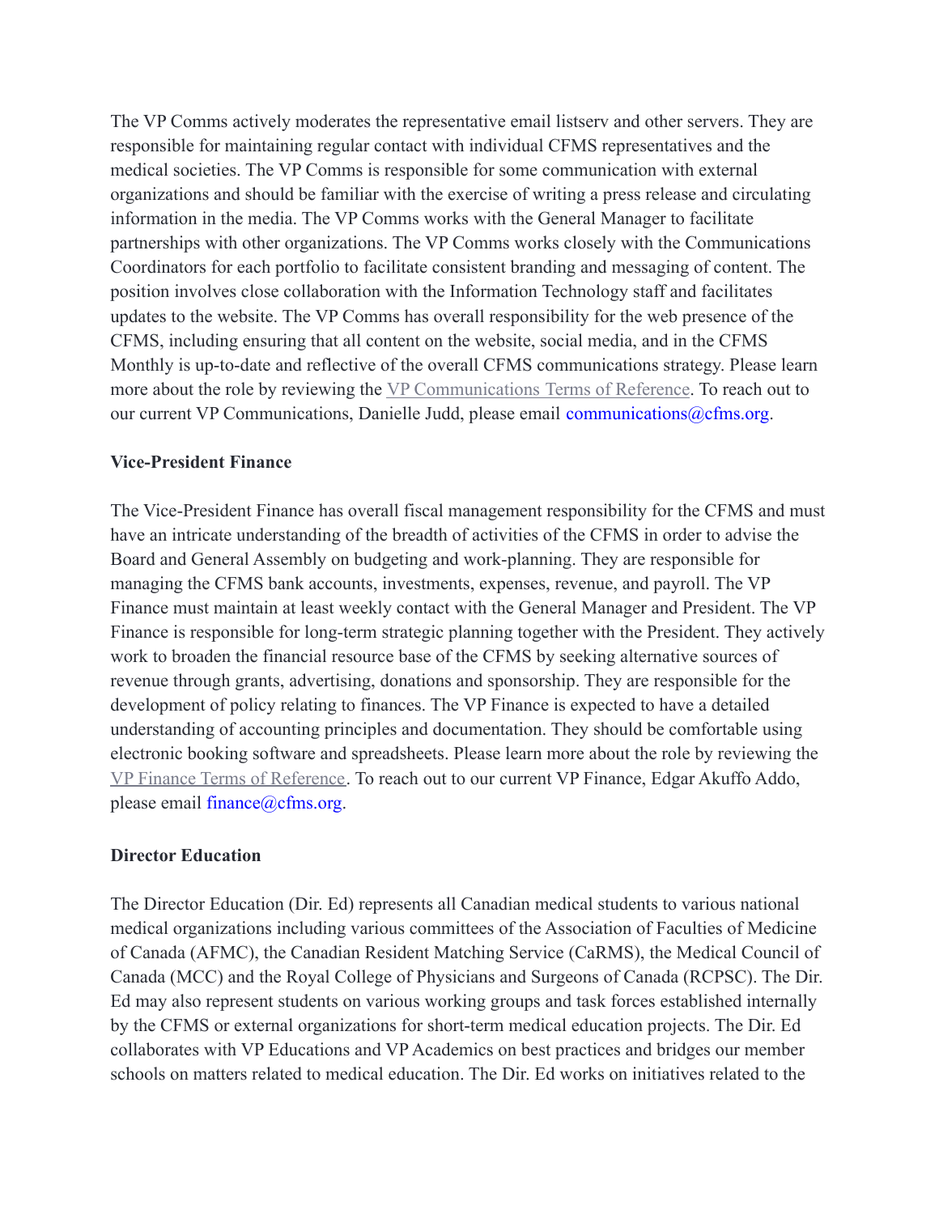The VP Comms actively moderates the representative email listserv and other servers. They are responsible for maintaining regular contact with individual CFMS representatives and the medical societies. The VP Comms is responsible for some communication with external organizations and should be familiar with the exercise of writing a press release and circulating information in the media. The VP Comms works with the General Manager to facilitate partnerships with other organizations. The VP Comms works closely with the Communications Coordinators for each portfolio to facilitate consistent branding and messaging of content. The position involves close collaboration with the Information Technology staff and facilitates updates to the website. The VP Comms has overall responsibility for the web presence of the CFMS, including ensuring that all content on the website, social media, and in the CFMS Monthly is up-to-date and reflective of the overall CFMS communications strategy. Please learn more about the role by reviewing the VP Communications Terms of Reference. To reach out to our current VP Communications, Danielle Judd, please email communications@cfms.org.

**Vice-President Finance**

The Vice-President Finance has overall fiscal management responsibility for the CFMS and must have an intricate understanding of the breadth of activities of the CFMS in order to advise the Board and General Assembly on budgeting and work-planning. They are responsible for managing the CFMS bank accounts, investments, expenses, revenue, and payroll. The VP Finance must maintain at least weekly contact with the General Manager and President. The VP Finance is responsible for long-term strategic planning together with the President. They actively work to broaden the financial resource base of the CFMS by seeking alternative sources of revenue through grants, advertising, donations and sponsorship. They are responsible for the development of policy relating to finances. The VP Finance is expected to have a detailed understanding of accounting principles and documentation. They should be comfortable using electronic booking software and spreadsheets. Please learn more about the role by reviewing the VP Finance Terms of Reference. To reach out to our current VP Finance, Edgar Akuffo Addo, please email finance@cfms.org.

**Director Education**

The Director Education (Dir. Ed) represents all Canadian medical students to various national medical organizations including various committees of the Association of Faculties of Medicine of Canada (AFMC), the Canadian Resident Matching Service (CaRMS), the Medical Council of Canada (MCC) and the Royal College of Physicians and Surgeons of Canada (RCPSC). The Dir. Ed may also represent students on various working groups and task forces established internally by the CFMS or external organizations for short-term medical education projects. The Dir. Ed collaborates with VP Educations and VP Academics on best practices and bridges our member schools on matters related to medical education. The Dir. Ed works on initiatives related to the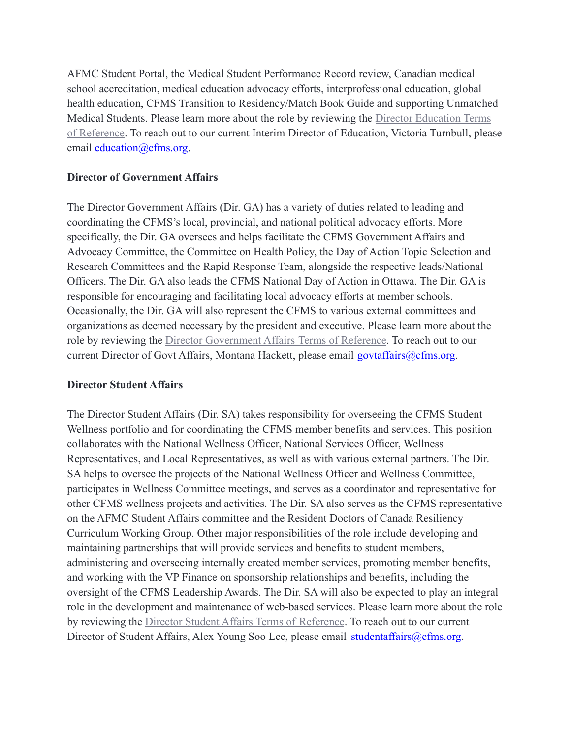AFMC Student Portal, the Medical Student Performance Record review, Canadian medical school accreditation, medical education advocacy efforts, interprofessional education, global health education, CFMS Transition to Residency/Match Book Guide and supporting Unmatched Medical Students. Please learn more about the role by reviewing the Director Education Terms of Reference. To reach out to our current Interim Director of Education, Victoria Turnbull, please email education@cfms.org.

**Director of Government Affairs**

The Director Government Affairs (Dir. GA) has a variety of duties related to leading and coordinating the CFMS's local, provincial, and national political advocacy efforts. More specifically, the Dir. GA oversees and helps facilitate the CFMS Government Affairs and Advocacy Committee, the Committee on Health Policy, the Day of Action Topic Selection and Research Committees and the Rapid Response Team, alongside the respective leads/National Officers. The Dir. GA also leads the CFMS National Day of Action in Ottawa. The Dir. GA is responsible for encouraging and facilitating local advocacy efforts at member schools. Occasionally, the Dir. GA will also represent the CFMS to various external committees and organizations as deemed necessary by the president and executive. Please learn more about the role by reviewing the Director Government Affairs Terms of Reference. To reach out to our current Director of Govt Affairs, Montana Hackett, please email govtaffairs@cfms.org.

**Director Student Affairs**

The Director Student Affairs (Dir. SA) takes responsibility for overseeing the CFMS Student Wellness portfolio and for coordinating the CFMS member benefits and services. This position collaborates with the National Wellness Officer, National Services Officer, Wellness Representatives, and Local Representatives, as well as with various external partners. The Dir. SA helps to oversee the projects of the National Wellness Officer and Wellness Committee, participates in Wellness Committee meetings, and serves as a coordinator and representative for other CFMS wellness projects and activities. The Dir. SA also serves as the CFMS representative on the AFMC Student Affairs committee and the Resident Doctors of Canada Resiliency Curriculum Working Group. Other major responsibilities of the role include developing and maintaining partnerships that will provide services and benefits to student members, administering and overseeing internally created member services, promoting member benefits, and working with the VP Finance on sponsorship relationships and benefits, including the oversight of the CFMS Leadership Awards. The Dir. SA will also be expected to play an integral role in the development and maintenance of web-based services. Please learn more about the role by reviewing the Director Student Affairs Terms of Reference. To reach out to our current Director of Student Affairs, Alex Young Soo Lee, please email studentaffairs@cfms.org.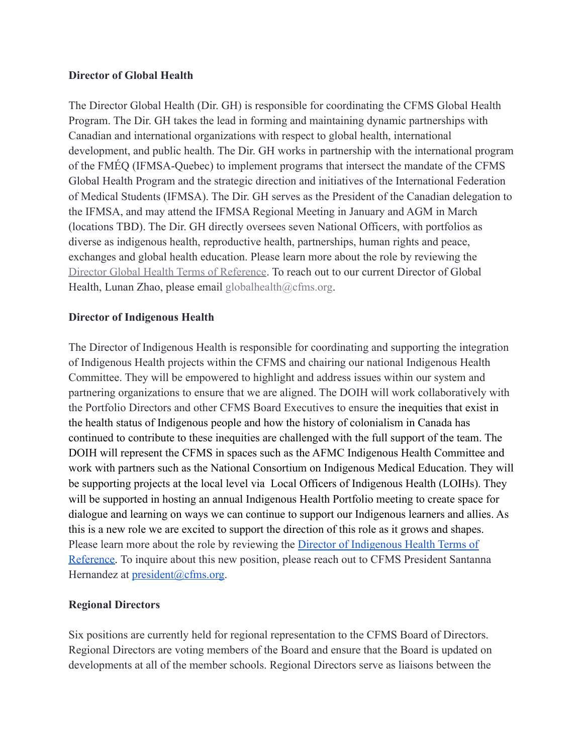**Director of Global Health**

The Director Global Health (Dir. GH) is responsible for coordinating the CFMS Global Health Program. The Dir. GH takes the lead in forming and maintaining dynamic partnerships with Canadian and international organizations with respect to global health, international development, and public health. The Dir. GH works in partnership with the international program of the FMÉQ (IFMSA-Quebec) to implement programs that intersect the mandate of the CFMS Global Health Program and the strategic direction and initiatives of the International Federation of Medical Students (IFMSA). The Dir. GH serves as the President of the Canadian delegation to the IFMSA, and may attend the IFMSA Regional Meeting in January and AGM in March (locations TBD). The Dir. GH directly oversees seven National Officers, with portfolios as diverse as indigenous health, reproductive health, partnerships, human rights and peace, exchanges and global health education. Please learn more about the role by reviewing the Director Global Health Terms of Reference. To reach out to our current Director of Global Health, Lunan Zhao, please email globalhealth@cfms.org.

**Director of Indigenous Health**

The Director of Indigenous Health is responsible for coordinating and supporting the integration of Indigenous Health projects within the CFMS and chairing our national Indigenous Health Committee. They will be empowered to highlight and address issues within our system and partnering organizations to ensure that we are aligned. The DOIH will work collaboratively with the Portfolio Directors and other CFMS Board Executives to ensure the inequities that exist in the health status of Indigenous people and how the history of colonialism in Canada has continued to contribute to these inequities are challenged with the full support of the team. The DOIH will represent the CFMS in spaces such as the AFMC Indigenous Health Committee and work with partners such as the National Consortium on Indigenous Medical Education. They will be supporting projects at the local level via Local Officers of Indigenous Health (LOIHs). They will be supported in hosting an annual Indigenous Health Portfolio meeting to create space for dialogue and learning on ways we can continue to support our Indigenous learners and allies. As this is a new role we are excited to support the direction of this role as it grows and shapes. Please learn more about the role by reviewing the Director of Indigenous Health Terms of Reference. To inquire about this new position, please reach out to CFMS President Santanna Hernandez at president@cfms.org.

**Regional Directors**

Six positions are currently held for regional representation to the CFMS Board of Directors. Regional Directors are voting members of the Board and ensure that the Board is updated on developments at all of the member schools. Regional Directors serve as liaisons between the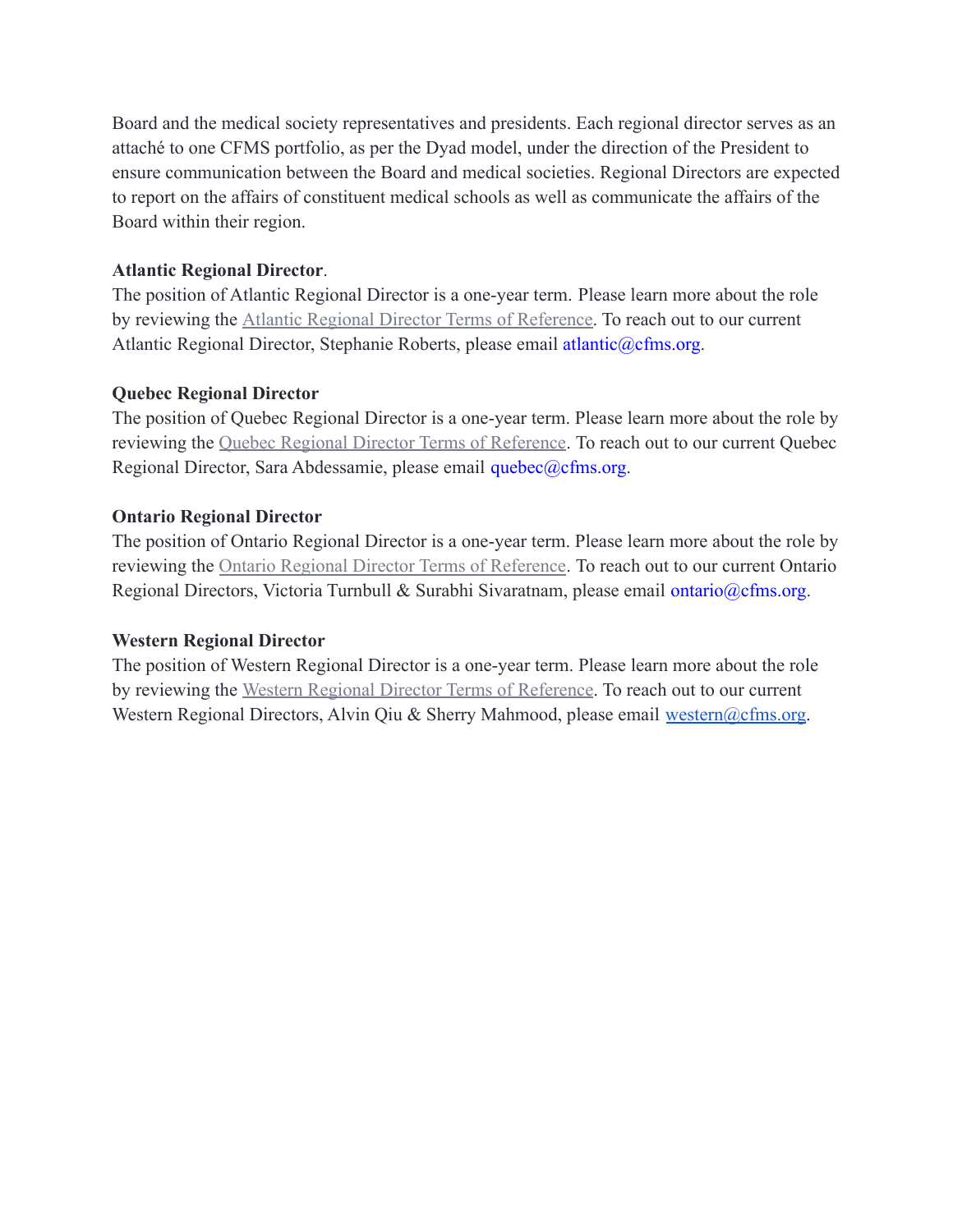Board and the medical society representatives and presidents. Each regional director serves as an attaché to one CFMS portfolio, as per the Dyad model, under the direction of the President to ensure communication between the Board and medical societies. Regional Directors are expected to report on the affairs of constituent medical schools as well as communicate the affairs of the Board within their region.

**Atlantic Regional Director**.

The position of Atlantic Regional Director is a one-year term. Please learn more about the role by reviewing the Atlantic Regional Director Terms of Reference. To reach out to our current Atlantic Regional Director, Stephanie Roberts, please email atlantic@cfms.org.

**Quebec Regional Director**

The position of Quebec Regional Director is a one-year term. Please learn more about the role by reviewing the Quebec Regional Director Terms of Reference. To reach out to our current Quebec Regional Director, Sara Abdessamie, please email quebec@cfms.org.

**Ontario Regional Director**

The position of Ontario Regional Director is a one-year term. Please learn more about the role by reviewing the Ontario Regional Director Terms of Reference. To reach out to our current Ontario Regional Directors, Victoria Turnbull & Surabhi Sivaratnam, please email ontario@cfms.org.

**Western Regional Director**

The position of Western Regional Director is a one-year term. Please learn more about the role by reviewing the Western Regional Director Terms of Reference. To reach out to our current Western Regional Directors, Alvin Qiu & Sherry Mahmood, please email western@cfms.org.